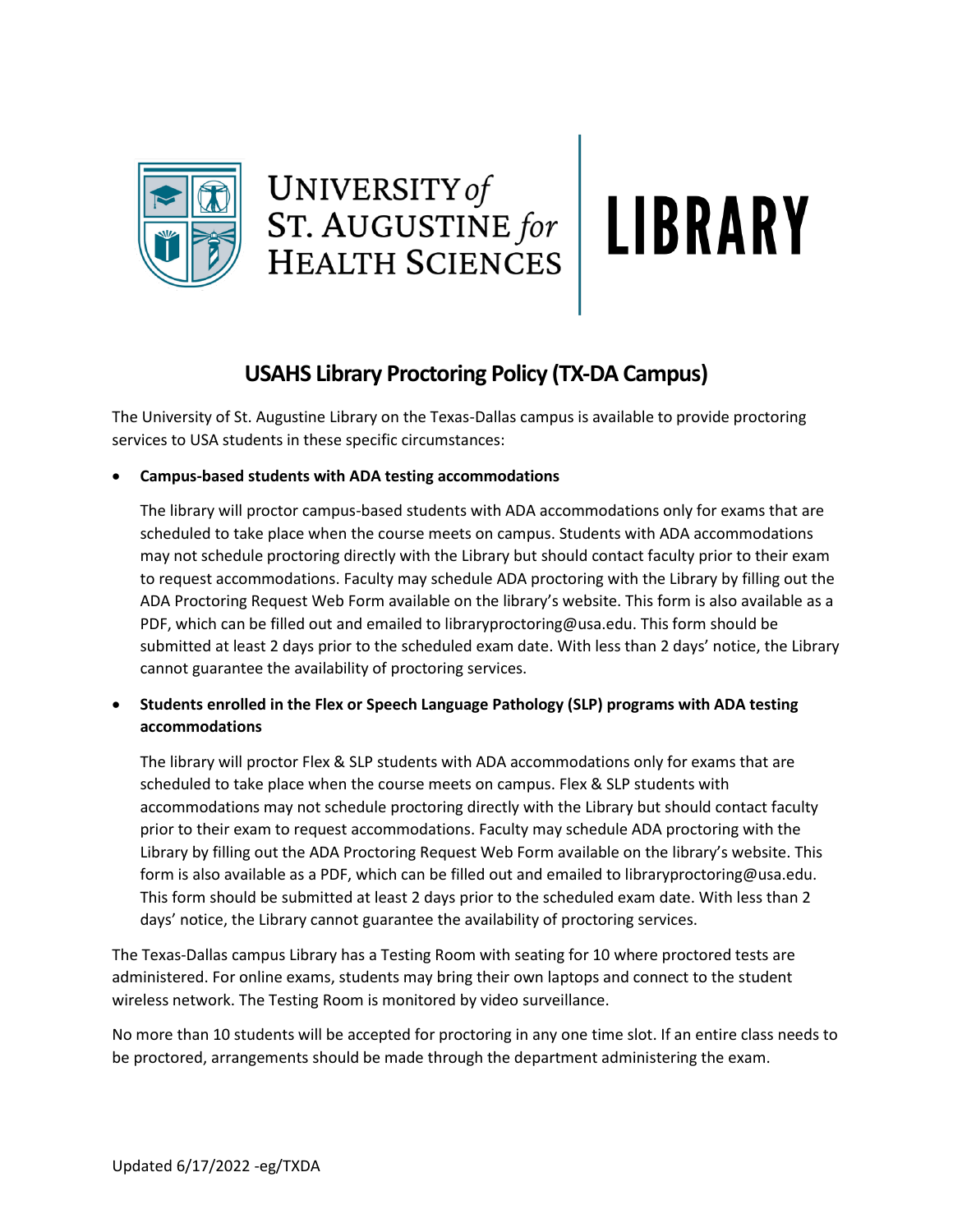UNIVERSITY *of* ST. AUGUSTINE *for* HEALTH SCIENCES

LIBRARY

# USAHS Library Proctoring Policy (TX-DA Campus)

The University of St. Augustine Library on the Texas-Dallas campus is available to provide proctoring services to USA students in these specific circumstances:

- **Campus-based students with ADA testing accommodations**

  The library will proctor campus-based students with ADA accommodations only for exams that are scheduled to take place when the course meets on campus. Students with ADA accommodations may not schedule proctoring directly with the Library but should contact faculty prior to their exam to request accommodations. Faculty may schedule ADA proctoring with the Library by filling out the ADA Proctoring Request Web Form available on the library's website. This form is also available as a PDF, which can be filled out and emailed to libraryproctoring@usa.edu. This form should be submitted at least 2 days prior to the scheduled exam date. With less than 2 days' notice, the Library cannot guarantee the availability of proctoring services.

- **Students enrolled in the Flex or Speech Language Pathology (SLP) programs with ADA testing accommodations**

  The library will proctor Flex & SLP students with ADA accommodations only for exams that are scheduled to take place when the course meets on campus. Flex & SLP students with accommodations may not schedule proctoring directly with the Library but should contact faculty prior to their exam to request accommodations. Faculty may schedule ADA proctoring with the Library by filling out the ADA Proctoring Request Web Form available on the library's website. This form is also available as a PDF, which can be filled out and emailed to libraryproctoring@usa.edu. This form should be submitted at least 2 days prior to the scheduled exam date. With less than 2 days' notice, the Library cannot guarantee the availability of proctoring services.

The Texas-Dallas campus Library has a Testing Room with seating for 10 where proctored tests are administered. For online exams, students may bring their own laptops and connect to the student wireless network. The Testing Room is monitored by video surveillance.

No more than 10 students will be accepted for proctoring in any one time slot. If an entire class needs to be proctored, arrangements should be made through the department administering the exam.

Updated 6/17/2022 -eg/TXDA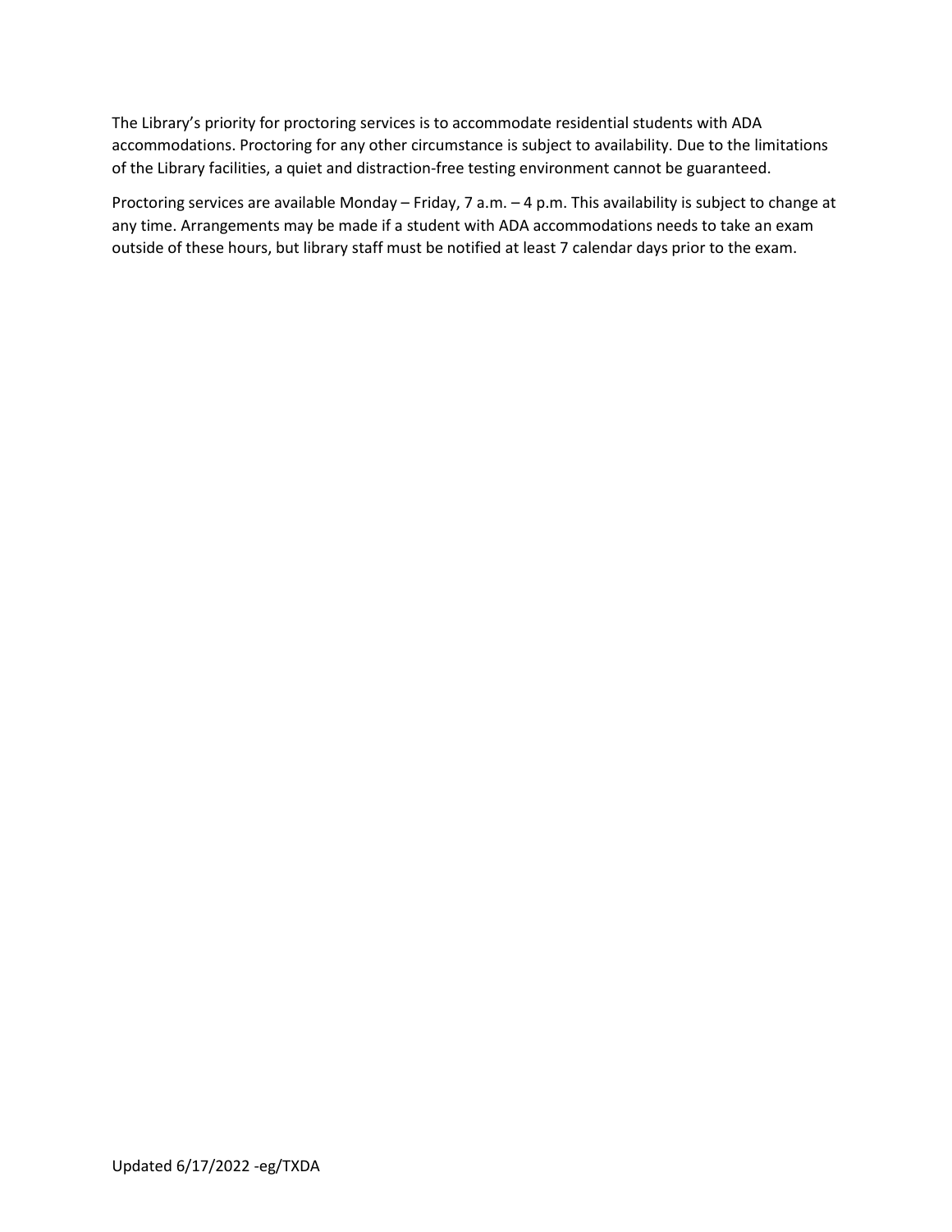The Library's priority for proctoring services is to accommodate residential students with ADA accommodations. Proctoring for any other circumstance is subject to availability. Due to the limitations of the Library facilities, a quiet and distraction-free testing environment cannot be guaranteed.

Proctoring services are available Monday – Friday, 7 a.m. – 4 p.m. This availability is subject to change at any time. Arrangements may be made if a student with ADA accommodations needs to take an exam outside of these hours, but library staff must be notified at least 7 calendar days prior to the exam.

Updated 6/17/2022 -eg/TXDA